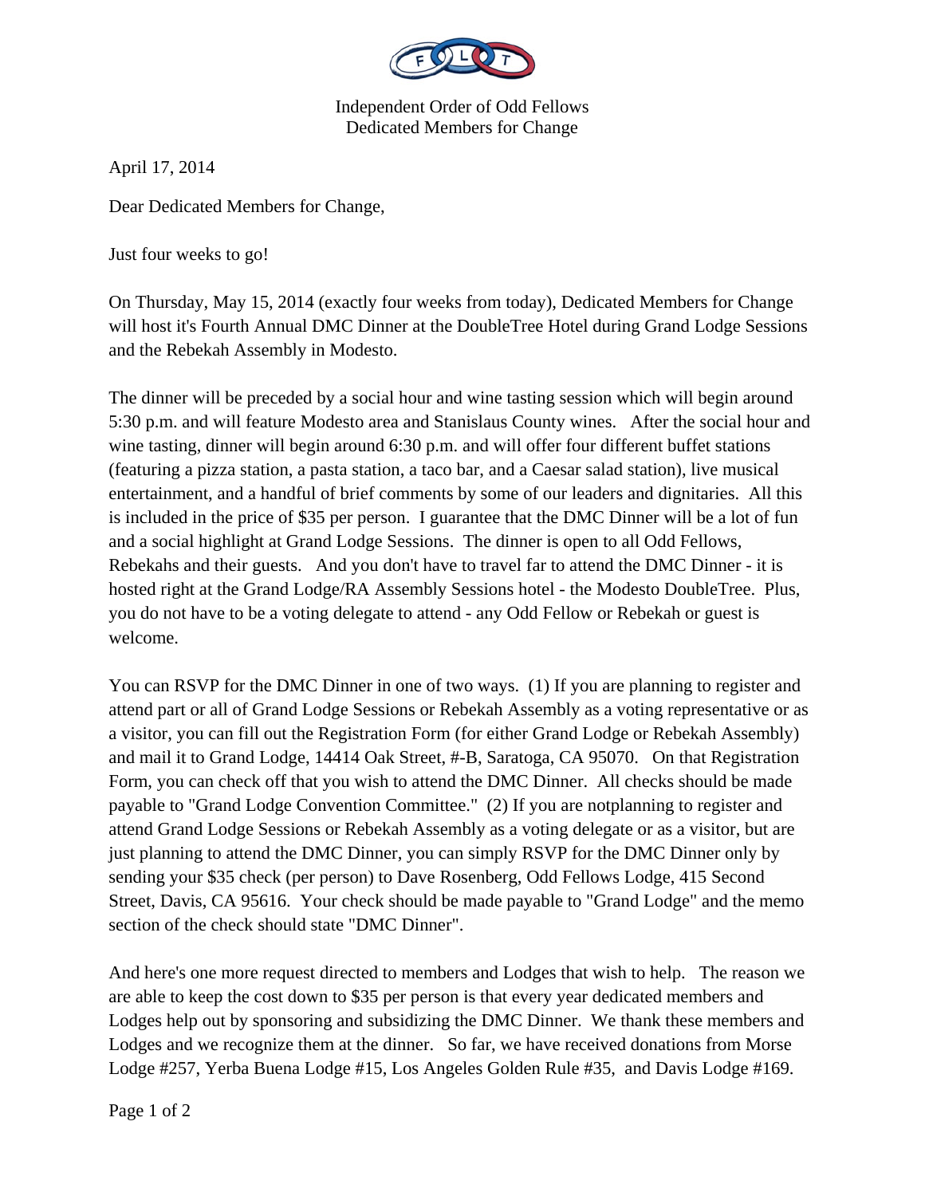Independent Order of Odd Fellows
Dedicated Members for Change

April 17, 2014

Dear Dedicated Members for Change,

Just four weeks to go!

On Thursday, May 15, 2014 (exactly four weeks from today), Dedicated Members for Change will host it's Fourth Annual DMC Dinner at the DoubleTree Hotel during Grand Lodge Sessions and the Rebekah Assembly in Modesto.

The dinner will be preceded by a social hour and wine tasting session which will begin around 5:30 p.m. and will feature Modesto area and Stanislaus County wines. After the social hour and wine tasting, dinner will begin around 6:30 p.m. and will offer four different buffet stations (featuring a pizza station, a pasta station, a taco bar, and a Caesar salad station), live musical entertainment, and a handful of brief comments by some of our leaders and dignitaries. All this is included in the price of $35 per person. I guarantee that the DMC Dinner will be a lot of fun and a social highlight at Grand Lodge Sessions. The dinner is open to all Odd Fellows, Rebekahs and their guests. And you don't have to travel far to attend the DMC Dinner - it is hosted right at the Grand Lodge/RA Assembly Sessions hotel - the Modesto DoubleTree. Plus, you do not have to be a voting delegate to attend - any Odd Fellow or Rebekah or guest is welcome.

You can RSVP for the DMC Dinner in one of two ways. (1) If you are planning to register and attend part or all of Grand Lodge Sessions or Rebekah Assembly as a voting representative or as a visitor, you can fill out the Registration Form (for either Grand Lodge or Rebekah Assembly) and mail it to Grand Lodge, 14414 Oak Street, #-B, Saratoga, CA 95070. On that Registration Form, you can check off that you wish to attend the DMC Dinner. All checks should be made payable to "Grand Lodge Convention Committee." (2) If you are notplanning to register and attend Grand Lodge Sessions or Rebekah Assembly as a voting delegate or as a visitor, but are just planning to attend the DMC Dinner, you can simply RSVP for the DMC Dinner only by sending your $35 check (per person) to Dave Rosenberg, Odd Fellows Lodge, 415 Second Street, Davis, CA 95616. Your check should be made payable to "Grand Lodge" and the memo section of the check should state "DMC Dinner".

And here's one more request directed to members and Lodges that wish to help. The reason we are able to keep the cost down to $35 per person is that every year dedicated members and Lodges help out by sponsoring and subsidizing the DMC Dinner. We thank these members and Lodges and we recognize them at the dinner. So far, we have received donations from Morse Lodge #257, Yerba Buena Lodge #15, Los Angeles Golden Rule #35, and Davis Lodge #169.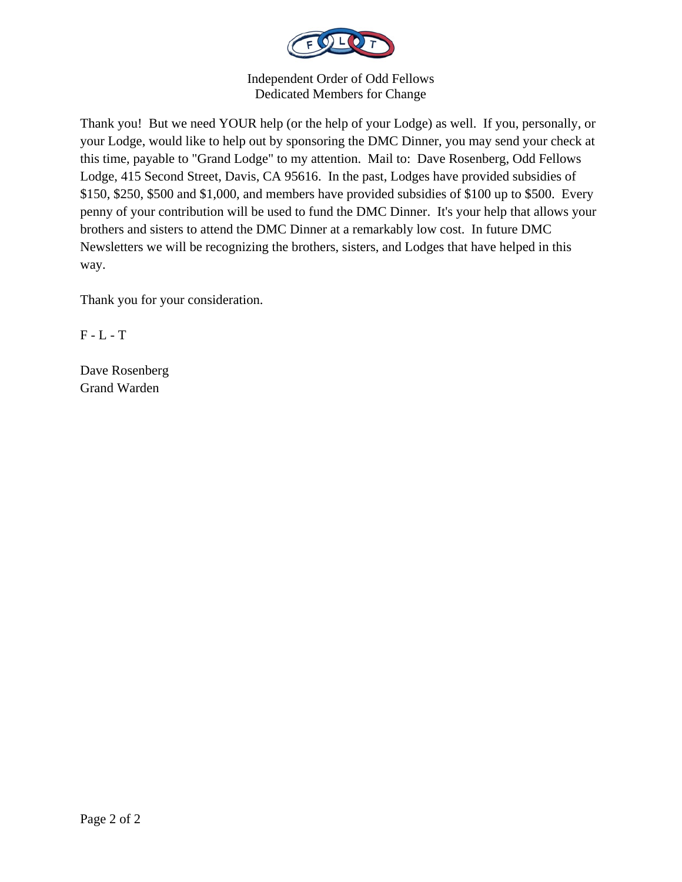Independent Order of Odd Fellows
Dedicated Members for Change

Thank you!  But we need YOUR help (or the help of your Lodge) as well.  If you, personally, or your Lodge, would like to help out by sponsoring the DMC Dinner, you may send your check at this time, payable to "Grand Lodge" to my attention.  Mail to:  Dave Rosenberg, Odd Fellows Lodge, 415 Second Street, Davis, CA 95616.  In the past, Lodges have provided subsidies of $150, $250, $500 and $1,000, and members have provided subsidies of $100 up to $500.  Every penny of your contribution will be used to fund the DMC Dinner.  It's your help that allows your brothers and sisters to attend the DMC Dinner at a remarkably low cost.  In future DMC Newsletters we will be recognizing the brothers, sisters, and Lodges that have helped in this way.

Thank you for your consideration.

F - L - T

Dave Rosenberg
Grand Warden